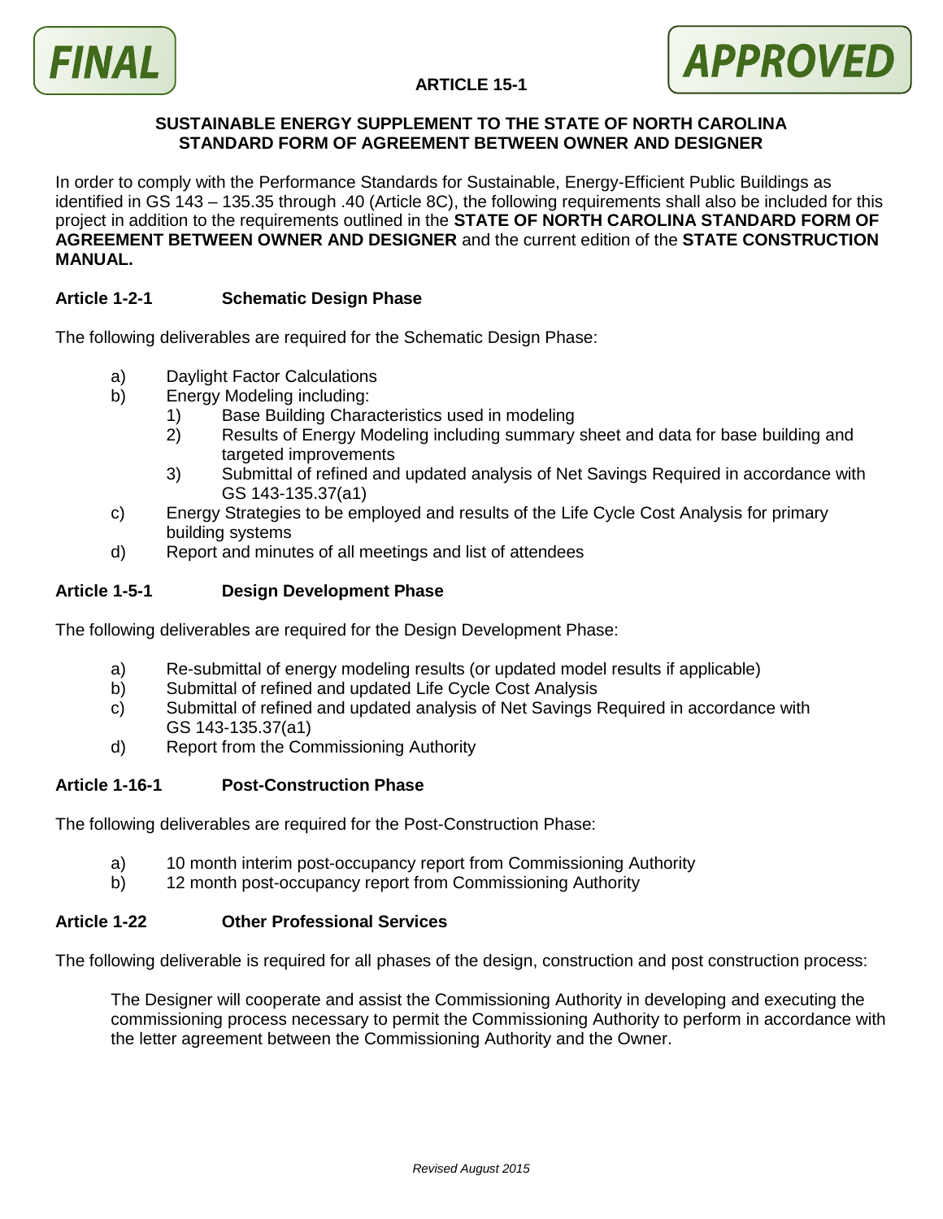FINAL

APPROVED

# ARTICLE 15-1

## SUSTAINABLE ENERGY SUPPLEMENT TO THE STATE OF NORTH CAROLINA STANDARD FORM OF AGREEMENT BETWEEN OWNER AND DESIGNER

In order to comply with the Performance Standards for Sustainable, Energy-Efficient Public Buildings as identified in GS 143 – 135.35 through .40 (Article 8C), the following requirements shall also be included for this project in addition to the requirements outlined in the **STATE OF NORTH CAROLINA STANDARD FORM OF AGREEMENT BETWEEN OWNER AND DESIGNER** and the current edition of the **STATE CONSTRUCTION MANUAL.**

### Article 1-2-1 Schematic Design Phase

The following deliverables are required for the Schematic Design Phase:

- a) Daylight Factor Calculations
- b) Energy Modeling including:
  - 1) Base Building Characteristics used in modeling
  - 2) Results of Energy Modeling including summary sheet and data for base building and targeted improvements
  - 3) Submittal of refined and updated analysis of Net Savings Required in accordance with GS 143-135.37(a1)
- c) Energy Strategies to be employed and results of the Life Cycle Cost Analysis for primary building systems
- d) Report and minutes of all meetings and list of attendees

### Article 1-5-1 Design Development Phase

The following deliverables are required for the Design Development Phase:

- a) Re-submittal of energy modeling results (or updated model results if applicable)
- b) Submittal of refined and updated Life Cycle Cost Analysis
- c) Submittal of refined and updated analysis of Net Savings Required in accordance with GS 143-135.37(a1)
- d) Report from the Commissioning Authority

### Article 1-16-1 Post-Construction Phase

The following deliverables are required for the Post-Construction Phase:

- a) 10 month interim post-occupancy report from Commissioning Authority
- b) 12 month post-occupancy report from Commissioning Authority

### Article 1-22 Other Professional Services

The following deliverable is required for all phases of the design, construction and post construction process:

The Designer will cooperate and assist the Commissioning Authority in developing and executing the commissioning process necessary to permit the Commissioning Authority to perform in accordance with the letter agreement between the Commissioning Authority and the Owner.

*Revised August 2015*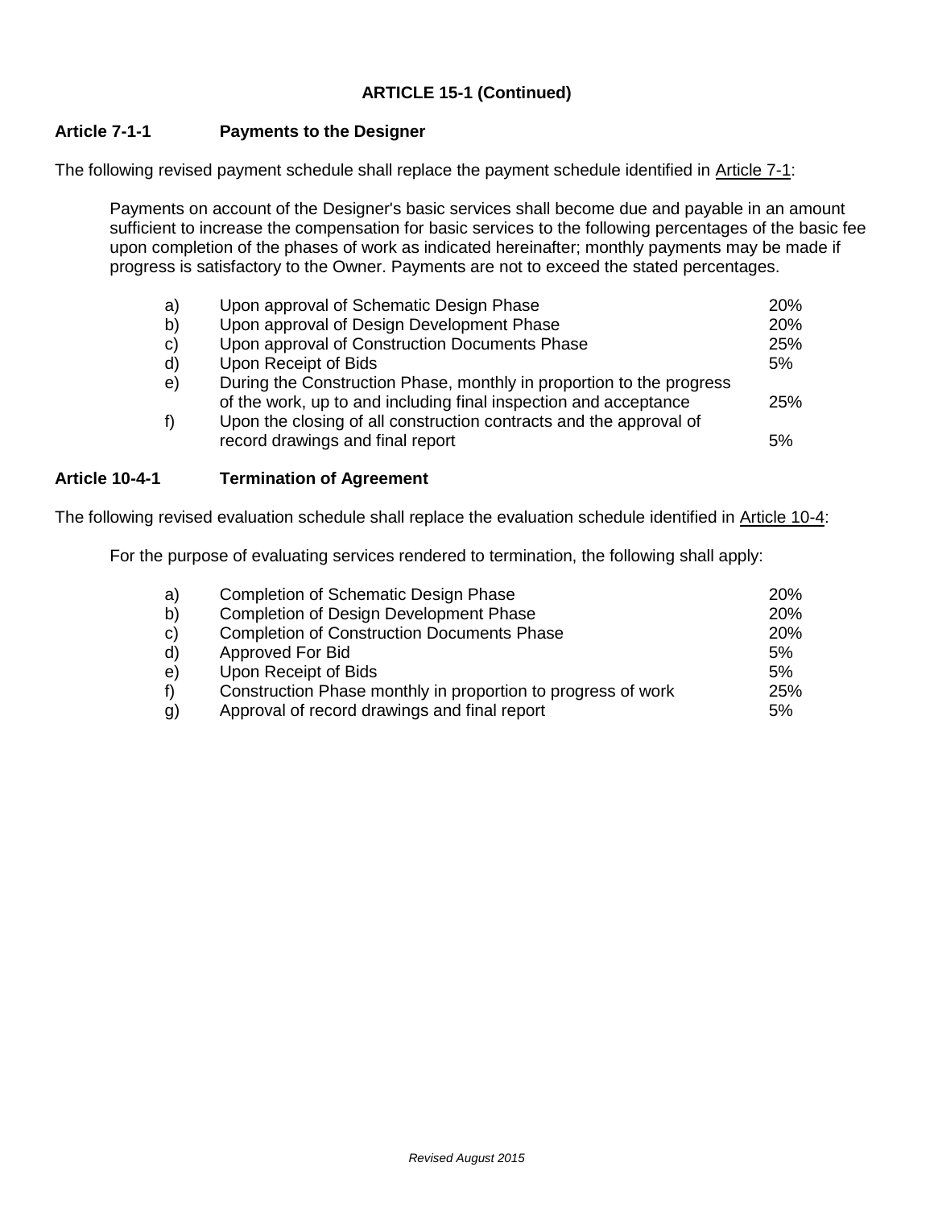## ARTICLE 15-1 (Continued)

### Article 7-1-1 Payments to the Designer

The following revised payment schedule shall replace the payment schedule identified in Article 7-1:

Payments on account of the Designer's basic services shall become due and payable in an amount sufficient to increase the compensation for basic services to the following percentages of the basic fee upon completion of the phases of work as indicated hereinafter; monthly payments may be made if progress is satisfactory to the Owner. Payments are not to exceed the stated percentages.

| | | |
|---|---|---|
| a) | Upon approval of Schematic Design Phase | 20% |
| b) | Upon approval of Design Development Phase | 20% |
| c) | Upon approval of Construction Documents Phase | 25% |
| d) | Upon Receipt of Bids | 5% |
| e) | During the Construction Phase, monthly in proportion to the progress of the work, up to and including final inspection and acceptance | 25% |
| f) | Upon the closing of all construction contracts and the approval of record drawings and final report | 5% |

### Article 10-4-1 Termination of Agreement

The following revised evaluation schedule shall replace the evaluation schedule identified in Article 10-4:

For the purpose of evaluating services rendered to termination, the following shall apply:

| | | |
|---|---|---|
| a) | Completion of Schematic Design Phase | 20% |
| b) | Completion of Design Development Phase | 20% |
| c) | Completion of Construction Documents Phase | 20% |
| d) | Approved For Bid | 5% |
| e) | Upon Receipt of Bids | 5% |
| f) | Construction Phase monthly in proportion to progress of work | 25% |
| g) | Approval of record drawings and final report | 5% |

*Revised August 2015*